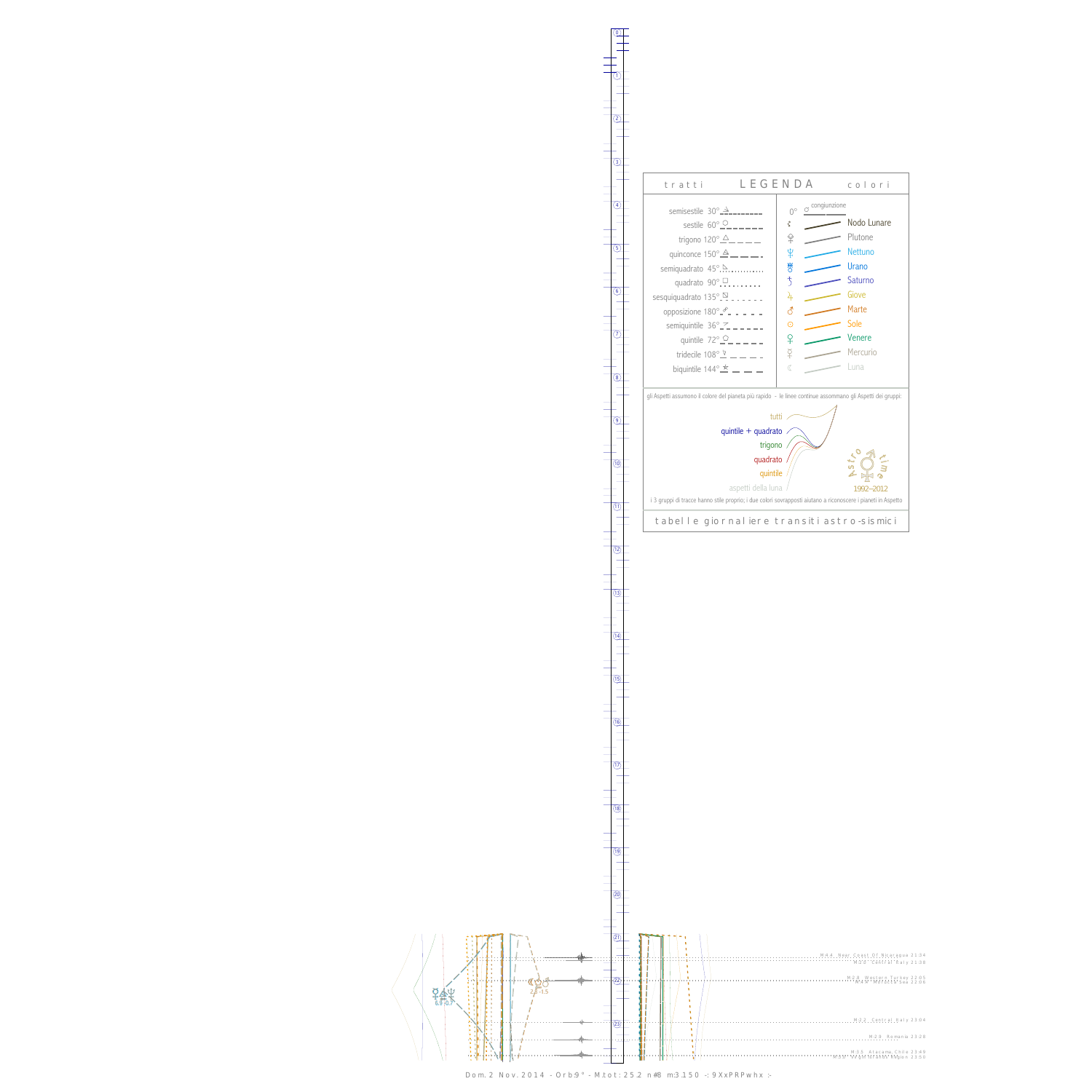## LEGENDA

| tratti | colori |
|---|---|
| semisestile 30° | 0° congiunzione |
| sestile 60° | Nodo Lunare |
| trigono 120° | Plutone |
| quinconce 150° | Nettuno |
| semiquadrato 45° | Urano |
| quadrato 90° | Saturno |
| sesquiquadrato 135° | Giove |
| opposizione 180° | Marte |
| semiquintile 36° | Sole |
| quintile 72° | Venere |
| tridecile 108° | Mercurio |
| biquintile 144° | Luna |

gli Aspetti assumono il colore del pianeta più rapido - le linee continue assommano gli Aspetti dei gruppi:

tutti
quintile + quadrato
trigono
quadrato
quintile
aspetti della luna

Astro time 1992–2012

i 3 gruppi di tracce hanno stile proprio; i due colori sovrapposti aiutano a riconoscere i pianeti in Aspetto

tabelle giornaliere transiti astro-sismici

M:4.4 Near Coast Of Nicaragua 21:34
M:2.0 Central Italy 21:38
M:2.8 Western Turkey 22:05
M:4.4 Molucca Sea 22:06
M:2.2 Central Italy 23:04
M:2.8 Romania 23:28
M:3.5 Atacama, Chile 23:49
M:3.0 Strait of Gibraltar 23:50

6.8 0.7
2.4 -1.5

Dom. 2 Nov. 2014 - Orb:9° - M.tot: 25.2 n#8 m:3.150 -: 9XxPRPwhx :-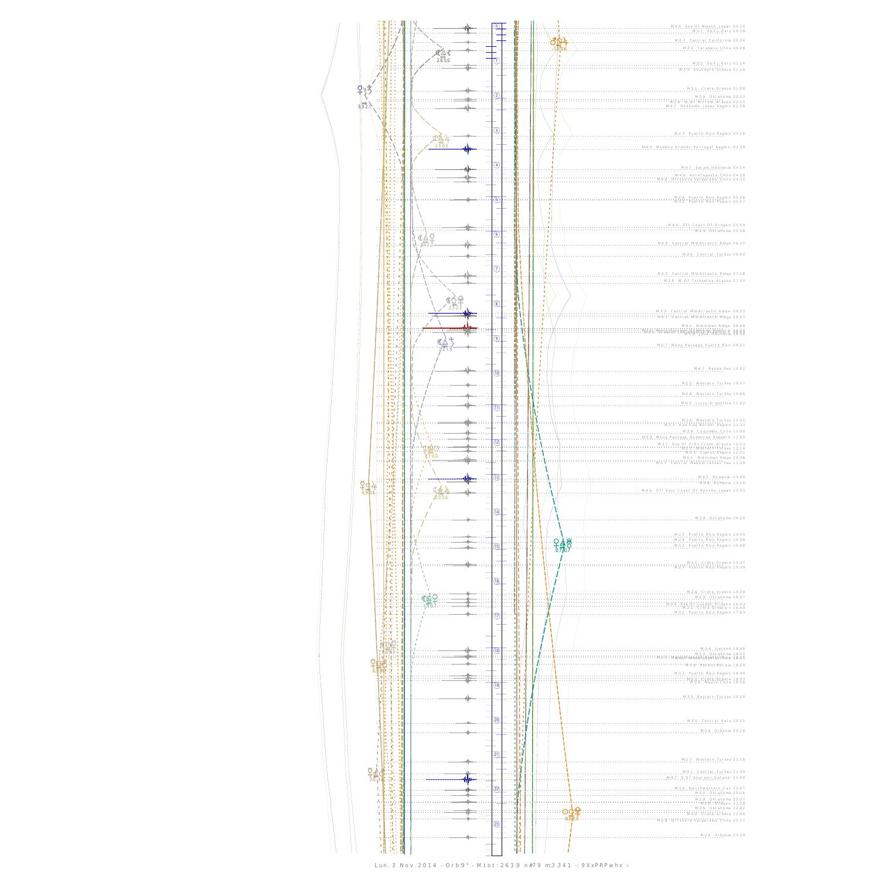M4.9 Ene Of Miyako Japan 00:10
M2.1 Sicily Italy 00:18
M2.7 Central California 00:34
M3.3 Tarapaca Chile 00:48
M2.2 Sicily Italy 01:14
M3.3 Southern Greece 01:19
M3.1 Crete Greece 01:58
M2.6 Oklahoma 02:12
M2.5 W Of Willow Alaska 02:15
M4.7 Hokkaido Japan Region 02:28
M2.7 Puerto Rico Region 03:16
M4.5 Madeira Islands Portugal Region 03:39
M4.7 Seram Indonesia 04:14
M4.6 Antofagasta Chile 04:28
M2.8 Offshore Valparaiso Chile 04:35
M2.6 Puerto Rico Region 05:06
M3.2 Puerto Rico Region 05:07
M4.0 Off Coast Of Oregon 05:54
M2.8 Oklahoma 05:58
M4.8 Central Mid-Atlantic Ridge 06:25
M2.6 Central Turkey 06:44
M5.3 Central Mid-Atlantic Ridge 07:18
M2.8 W Of Talkeetna Alaska 07:30
M5.5 Central Mid-Atlantic Ridge 08:23
M5.1 Central Mid-Atlantic Ridge 08:27
M6.2 Mid-Indian Ridge 08:48
M2.7 Mona Passage Puerto Rico 09:21
M4.7 Banda Sea 10:02
M2.5 Western Turkey 10:27
M2.8 Western Turkey 10:46
M4.5 Jujuy Argentina 11:02
M3.6 Western Turkey 11:31
M4.1 Panama Border Region 11:33
M3.8 Coquimbo Chile 11:50
M3.3 Mona Passage Dominican Republic 12:00
M2.7 Ese Of Fritz Creek Alaska 12:13
M2.7 Western Turkey 12:14
M2.5 Cyprus Region 12:21
M5.1 Mid-Indian Ridge 12:36
M2.7 Central Mediterranean Sea 12:39
M4.5 Romania 13:09
M2.8 Romania 13:14
M4.6 Off East Coast Of Honshu Japan 13:33
M2.8 Oklahoma 14:20
M2.7 Puerto Rico Region 14:49
M2.9 Puerto Rico Region 14:58
M3.2 Puerto Rico Region 15:08
M3.1 Crete Greece 15:37
M2.7 Puerto Rico Region 15:39
M2.6 Crete Greece 16:28
M2.9 Oklahoma 16:37
M3.4 S Of Coast Oregon 16:43
M2.3 Crete Greece 16:49
M3.2 Puerto Rico Region 17:03
M3.6 Iceland 18:06
M2.5 Oklahoma 18:15
M2.9 Potosi Bolivia 18:29
M3.3 Puerto Rico Region 18:49
M2.7 Crete Greece 18:52
M2.8 Maule Chile 18:58
M3.5 Eastern Turkey 19:29
M3.0 Central Italy 20:11
M2.8 Albania 20:28
M2.7 Western Turkey 21:18
M3.1 Central Turkey 21:39
M4.7 S Of Akureyri Iceland 21:49
M3.0 Northwestern Iran 22:07
M3.0 Oklahoma 22:16
M2.8 Oklahoma 22:27
M2.7 Oregon 22:28
M2.6 Oklahoma 22:42
M3.0 Crete Greece 22:46
M2.8 Offshore Valparaiso Chile 22:57
M2.6 Albania 23:29

Lun.3 Nov.2014 - Orb:9° - M.tot: 263.9 n#79 m:3.341 -: 9XxPRPwhx :-